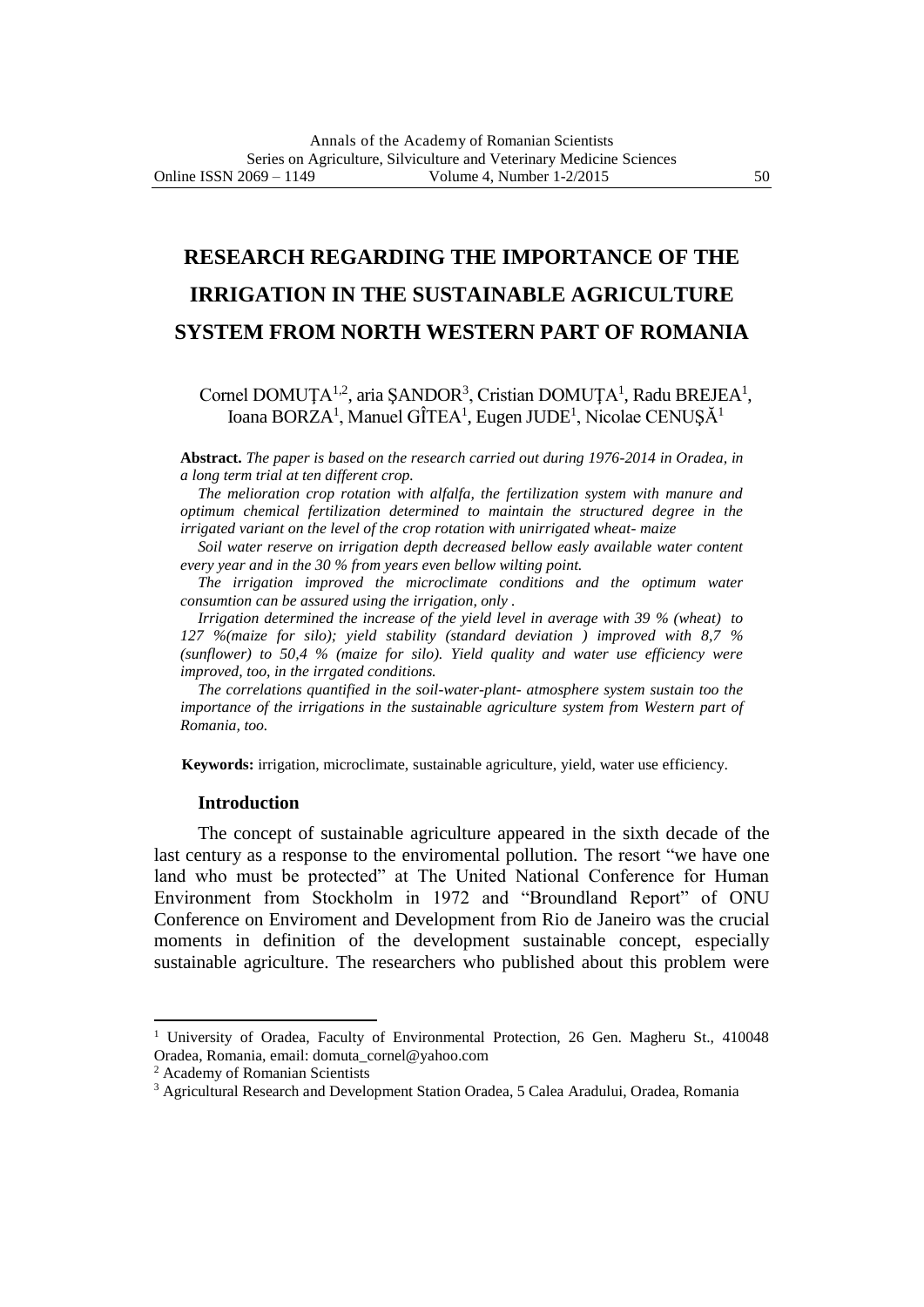# RESEARCH REGARDING THE IMPORTANCE OF THE IRRIGATION IN THE SUSTAINABLE AGRICULTURE SYSTEM FROM NORTH WESTERN PART OF ROMANIA

Cornel DOMUŢA[1,2], aria ŞANDOR[3], Cristian DOMUŢA[1], Radu BREJEA[1], Ioana BORZA[1], Manuel GÎTEA[1], Eugen JUDE[1], Nicolae CENUŞĂ[1]

**Abstract.** *The paper is based on the research carried out during 1976-2014 in Oradea, in a long term trial at ten different crop.*

*The melioration crop rotation with alfalfa, the fertilization system with manure and optimum chemical fertilization determined to maintain the structured degree in the irrigated variant on the level of the crop rotation with unirrigated wheat- maize*

*Soil water reserve on irrigation depth decreased bellow easly available water content every year and in the 30 % from years even bellow wilting point.*

*The irrigation improved the microclimate conditions and the optimum water consumtion can be assured using the irrigation, only .*

*Irrigation determined the increase of the yield level in average with 39 % (wheat) to 127 %(maize for silo); yield stability (standard deviation ) improved with 8,7 % (sunflower) to 50,4 % (maize for silo). Yield quality and water use efficiency were improved, too, in the irrgated conditions.*

*The correlations quantified in the soil-water-plant- atmosphere system sustain too the importance of the irrigations in the sustainable agriculture system from Western part of Romania, too.*

**Keywords:** irrigation, microclimate, sustainable agriculture, yield, water use efficiency.

## Introduction

The concept of sustainable agriculture appeared in the sixth decade of the last century as a response to the enviromental pollution. The resort "we have one land who must be protected" at The United National Conference for Human Environment from Stockholm in 1972 and "Broundland Report" of ONU Conference on Enviroment and Development from Rio de Janeiro was the crucial moments in definition of the development sustainable concept, especially sustainable agriculture. The researchers who published about this problem were

---

[1] University of Oradea, Faculty of Environmental Protection, 26 Gen. Magheru St., 410048 Oradea, Romania, email: domuta_cornel@yahoo.com

[2] Academy of Romanian Scientists

[3] Agricultural Research and Development Station Oradea, 5 Calea Aradului, Oradea, Romania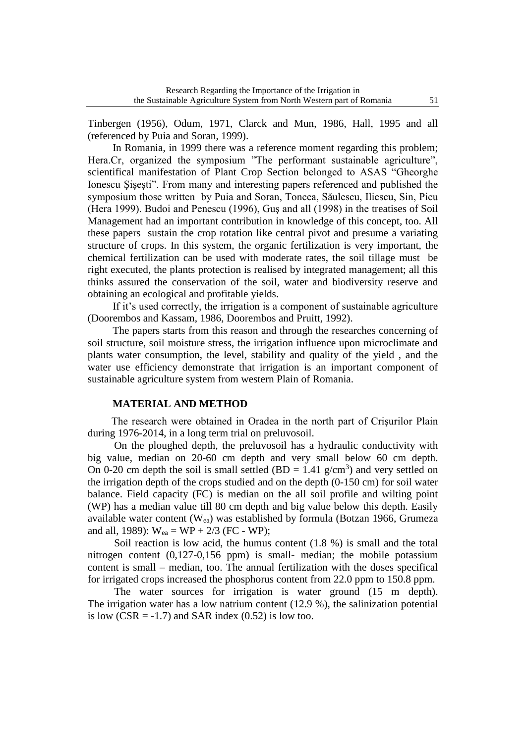Tinbergen (1956), Odum, 1971, Clarck and Mun, 1986, Hall, 1995 and all (referenced by Puia and Soran, 1999).

In Romania, in 1999 there was a reference moment regarding this problem; Hera.Cr, organized the symposium "The performant sustainable agriculture", scientifical manifestation of Plant Crop Section belonged to ASAS "Gheorghe Ionescu Şişeşti". From many and interesting papers referenced and published the symposium those written by Puia and Soran, Toncea, Săulescu, Iliescu, Sin, Picu (Hera 1999). Budoi and Penescu (1996), Guş and all (1998) in the treatises of Soil Management had an important contribution in knowledge of this concept, too. All these papers sustain the crop rotation like central pivot and presume a variating structure of crops. In this system, the organic fertilization is very important, the chemical fertilization can be used with moderate rates, the soil tillage must be right executed, the plants protection is realised by integrated management; all this thinks assured the conservation of the soil, water and biodiversity reserve and obtaining an ecological and profitable yields.

If it's used correctly, the irrigation is a component of sustainable agriculture (Doorembos and Kassam, 1986, Doorembos and Pruitt, 1992).

The papers starts from this reason and through the researches concerning of soil structure, soil moisture stress, the irrigation influence upon microclimate and plants water consumption, the level, stability and quality of the yield , and the water use efficiency demonstrate that irrigation is an important component of sustainable agriculture system from western Plain of Romania.

## MATERIAL AND METHOD

The research were obtained in Oradea in the north part of Crişurilor Plain during 1976-2014, in a long term trial on preluvosoil.

On the ploughed depth, the preluvosoil has a hydraulic conductivity with big value, median on 20-60 cm depth and very small below 60 cm depth. On 0-20 cm depth the soil is small settled (BD = 1.41 $g/cm^3$) and very settled on the irrigation depth of the crops studied and on the depth (0-150 cm) for soil water balance. Field capacity (FC) is median on the all soil profile and wilting point (WP) has a median value till 80 cm depth and big value below this depth. Easily available water content ($W_{ea}$) was established by formula (Botzan 1966, Grumeza and all, 1989): $W_{ea} = WP + 2/3\ (FC - WP)$;

Soil reaction is low acid, the humus content (1.8 %) is small and the total nitrogen content (0,127-0,156 ppm) is small- median; the mobile potassium content is small – median, too. The annual fertilization with the doses specifical for irrigated crops increased the phosphorus content from 22.0 ppm to 150.8 ppm.

The water sources for irrigation is water ground (15 m depth). The irrigation water has a low natrium content (12.9 %), the salinization potential is low (CSR = -1.7) and SAR index (0.52) is low too.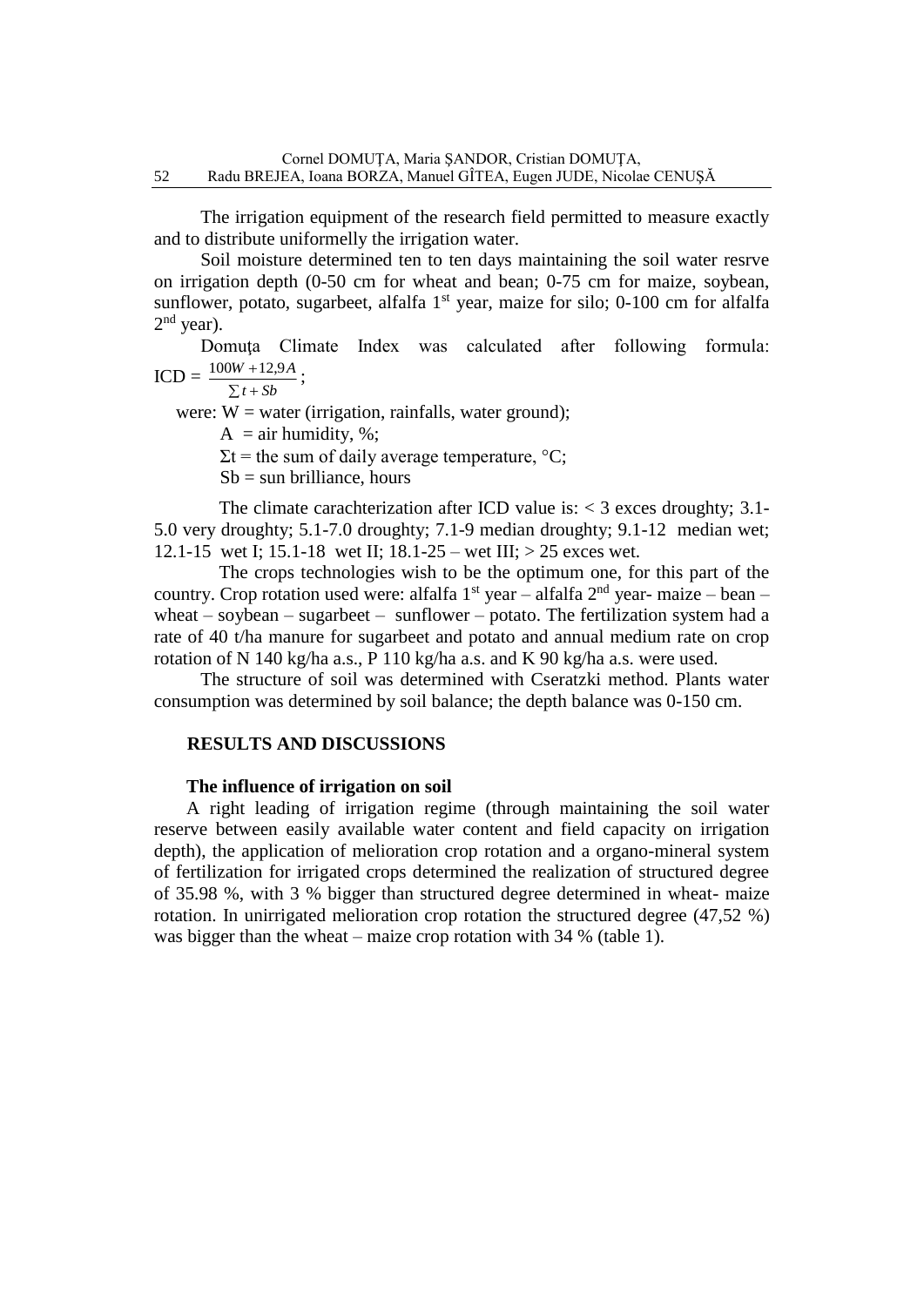The irrigation equipment of the research field permitted to measure exactly and to distribute uniformelly the irrigation water.

Soil moisture determined ten to ten days maintaining the soil water resrve on irrigation depth (0-50 cm for wheat and bean; 0-75 cm for maize, soybean, sunflower, potato, sugarbeet, alfalfa 1st year, maize for silo; 0-100 cm for alfalfa 2nd year).

Domuța Climate Index was calculated after following formula: $ICD = \frac{100W + 12,9A}{\sum t + Sb}$;

were: W = water (irrigation, rainfalls, water ground);

A = air humidity, %;

Σt = the sum of daily average temperature, °C;

Sb = sun brilliance, hours

The climate carachterization after ICD value is: < 3 exces droughty; 3.1-5.0 very droughty; 5.1-7.0 droughty; 7.1-9 median droughty; 9.1-12 median wet; 12.1-15 wet I; 15.1-18 wet II; 18.1-25 – wet III; > 25 exces wet.

The crops technologies wish to be the optimum one, for this part of the country. Crop rotation used were: alfalfa 1st year – alfalfa 2nd year- maize – bean – wheat – soybean – sugarbeet – sunflower – potato. The fertilization system had a rate of 40 t/ha manure for sugarbeet and potato and annual medium rate on crop rotation of N 140 kg/ha a.s., P 110 kg/ha a.s. and K 90 kg/ha a.s. were used.

The structure of soil was determined with Cseratzki method. Plants water consumption was determined by soil balance; the depth balance was 0-150 cm.

## RESULTS AND DISCUSSIONS

### The influence of irrigation on soil

A right leading of irrigation regime (through maintaining the soil water reserve between easily available water content and field capacity on irrigation depth), the application of melioration crop rotation and a organo-mineral system of fertilization for irrigated crops determined the realization of structured degree of 35.98 %, with 3 % bigger than structured degree determined in wheat- maize rotation. In unirrigated melioration crop rotation the structured degree (47,52 %) was bigger than the wheat – maize crop rotation with 34 % (table 1).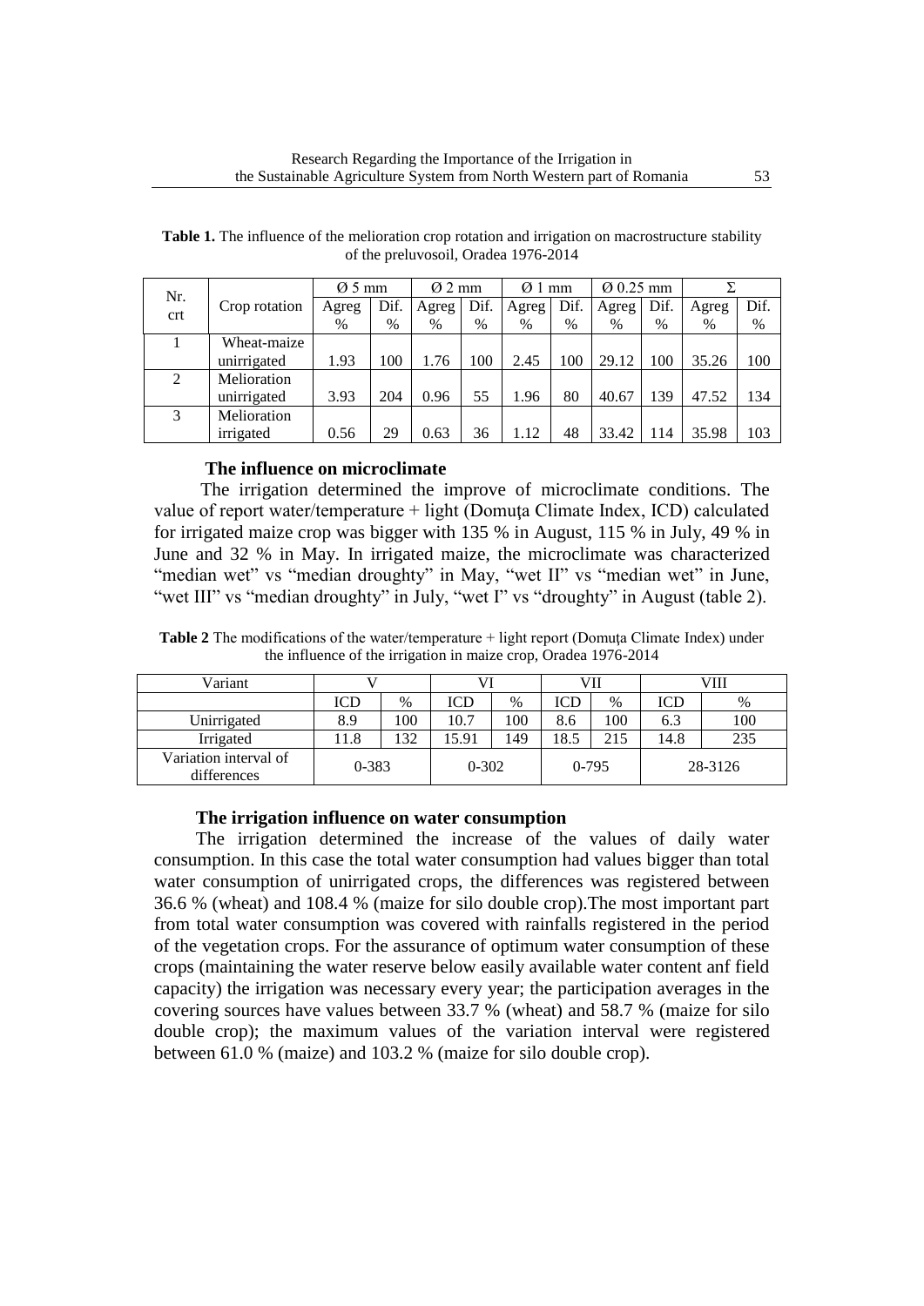**Table 1.** The influence of the melioration crop rotation and irrigation on macrostructure stability of the preluvosoil, Oradea 1976-2014

| Nr. crt | Crop rotation | Ø 5 mm | | Ø 2 mm | | Ø 1 mm | | Ø 0.25 mm | | Σ | |
|---|---|---|---|---|---|---|---|---|---|---|---|
| | | Agreg % | Dif. % | Agreg % | Dif. % | Agreg % | Dif. % | Agreg % | Dif. % | Agreg % | Dif. % |
| 1 | Wheat-maize unirrigated | 1.93 | 100 | 1.76 | 100 | 2.45 | 100 | 29.12 | 100 | 35.26 | 100 |
| 2 | Melioration unirrigated | 3.93 | 204 | 0.96 | 55 | 1.96 | 80 | 40.67 | 139 | 47.52 | 134 |
| 3 | Melioration irrigated | 0.56 | 29 | 0.63 | 36 | 1.12 | 48 | 33.42 | 114 | 35.98 | 103 |

**The influence on microclimate**

The irrigation determined the improve of microclimate conditions. The value of report water/temperature + light (Domuţa Climate Index, ICD) calculated for irrigated maize crop was bigger with 135 % in August, 115 % in July, 49 % in June and 32 % in May. In irrigated maize, the microclimate was characterized "median wet" vs "median droughty" in May, "wet II" vs "median wet" in June, "wet III" vs "median droughty" in July, "wet I" vs "droughty" in August (table 2).

**Table 2** The modifications of the water/temperature + light report (Domuţa Climate Index) under the influence of the irrigation in maize crop, Oradea 1976-2014

| Variant | V | | VI | | VII | | VIII | |
|---|---|---|---|---|---|---|---|---|
| | ICD | % | ICD | % | ICD | % | ICD | % |
| Unirrigated | 8.9 | 100 | 10.7 | 100 | 8.6 | 100 | 6.3 | 100 |
| Irrigated | 11.8 | 132 | 15.91 | 149 | 18.5 | 215 | 14.8 | 235 |
| Variation interval of differences | 0-383 | | 0-302 | | 0-795 | | 28-3126 | |

**The irrigation influence on water consumption**

The irrigation determined the increase of the values of daily water consumption. In this case the total water consumption had values bigger than total water consumption of unirrigated crops, the differences was registered between 36.6 % (wheat) and 108.4 % (maize for silo double crop).The most important part from total water consumption was covered with rainfalls registered in the period of the vegetation crops. For the assurance of optimum water consumption of these crops (maintaining the water reserve below easily available water content anf field capacity) the irrigation was necessary every year; the participation averages in the covering sources have values between 33.7 % (wheat) and 58.7 % (maize for silo double crop); the maximum values of the variation interval were registered between 61.0 % (maize) and 103.2 % (maize for silo double crop).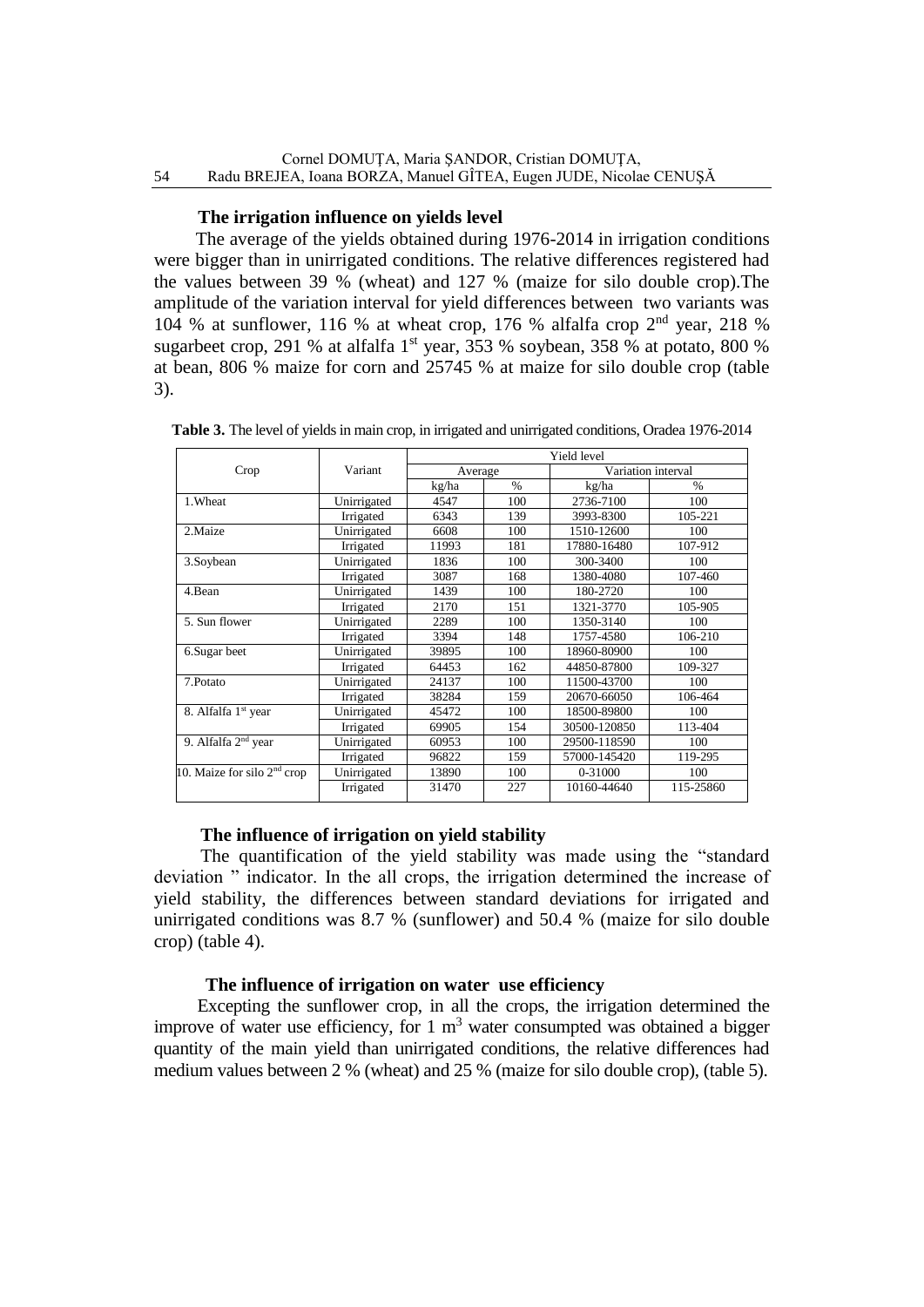### The irrigation influence on yields level

The average of the yields obtained during 1976-2014 in irrigation conditions were bigger than in unirrigated conditions. The relative differences registered had the values between 39 % (wheat) and 127 % (maize for silo double crop).The amplitude of the variation interval for yield differences between two variants was 104 % at sunflower, 116 % at wheat crop, 176 % alfalfa crop 2nd year, 218 % sugarbeet crop, 291 % at alfalfa 1st year, 353 % soybean, 358 % at potato, 800 % at bean, 806 % maize for corn and 25745 % at maize for silo double crop (table 3).

**Table 3.** The level of yields in main crop, in irrigated and unirrigated conditions, Oradea 1976-2014

| Crop | Variant | Yield level | | | |
|---|---|---|---|---|---|
| | | Average | | Variation interval | |
| | | kg/ha | % | kg/ha | % |
| 1.Wheat | Unirrigated | 4547 | 100 | 2736-7100 | 100 |
| | Irrigated | 6343 | 139 | 3993-8300 | 105-221 |
| 2.Maize | Unirrigated | 6608 | 100 | 1510-12600 | 100 |
| | Irrigated | 11993 | 181 | 17880-16480 | 107-912 |
| 3.Soybean | Unirrigated | 1836 | 100 | 300-3400 | 100 |
| | Irrigated | 3087 | 168 | 1380-4080 | 107-460 |
| 4.Bean | Unirrigated | 1439 | 100 | 180-2720 | 100 |
| | Irrigated | 2170 | 151 | 1321-3770 | 105-905 |
| 5. Sun flower | Unirrigated | 2289 | 100 | 1350-3140 | 100 |
| | Irrigated | 3394 | 148 | 1757-4580 | 106-210 |
| 6.Sugar beet | Unirrigated | 39895 | 100 | 18960-80900 | 100 |
| | Irrigated | 64453 | 162 | 44850-87800 | 109-327 |
| 7.Potato | Unirrigated | 24137 | 100 | 11500-43700 | 100 |
| | Irrigated | 38284 | 159 | 20670-66050 | 106-464 |
| 8. Alfalfa 1st year | Unirrigated | 45472 | 100 | 18500-89800 | 100 |
| | Irrigated | 69905 | 154 | 30500-120850 | 113-404 |
| 9. Alfalfa 2nd year | Unirrigated | 60953 | 100 | 29500-118590 | 100 |
| | Irrigated | 96822 | 159 | 57000-145420 | 119-295 |
| 10. Maize for silo 2nd crop | Unirrigated | 13890 | 100 | 0-31000 | 100 |
| | Irrigated | 31470 | 227 | 10160-44640 | 115-25860 |

### The influence of irrigation on yield stability

The quantification of the yield stability was made using the "standard deviation " indicator. In the all crops, the irrigation determined the increase of yield stability, the differences between standard deviations for irrigated and unirrigated conditions was 8.7 % (sunflower) and 50.4 % (maize for silo double crop) (table 4).

### The influence of irrigation on water use efficiency

Excepting the sunflower crop, in all the crops, the irrigation determined the improve of water use efficiency, for 1 $m^3$ water consumpted was obtained a bigger quantity of the main yield than unirrigated conditions, the relative differences had medium values between 2 % (wheat) and 25 % (maize for silo double crop), (table 5).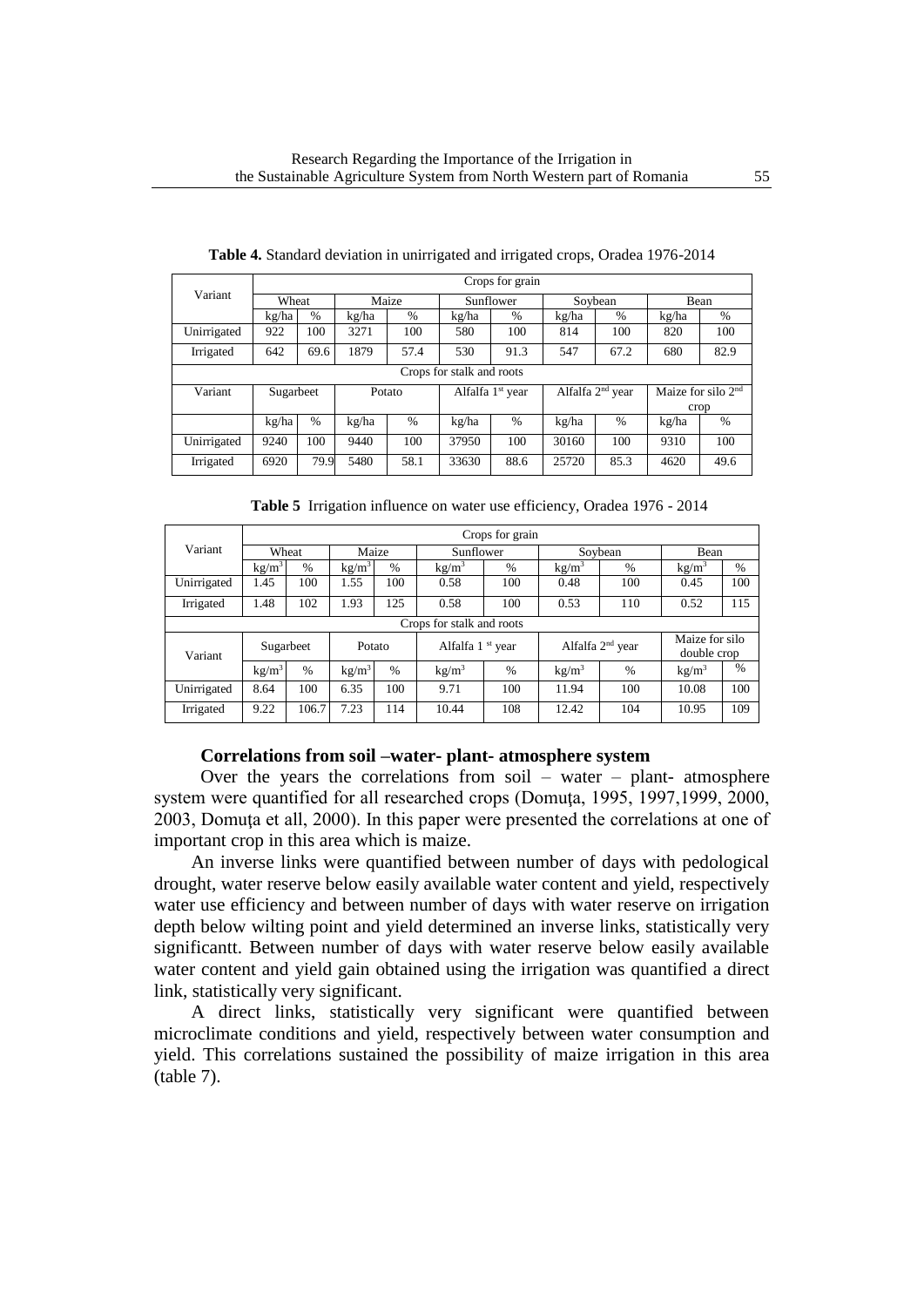**Table 4.** Standard deviation in unirrigated and irrigated crops, Oradea 1976-2014

| Variant | Crops for grain | | | | | | | | | |
|---|---|---|---|---|---|---|---|---|---|---|
| | Wheat | | Maize | | Sunflower | | Soybean | | Bean | |
| | kg/ha | % | kg/ha | % | kg/ha | % | kg/ha | % | kg/ha | % |
| Unirrigated | 922 | 100 | 3271 | 100 | 580 | 100 | 814 | 100 | 820 | 100 |
| Irrigated | 642 | 69.6 | 1879 | 57.4 | 530 | 91.3 | 547 | 67.2 | 680 | 82.9 |
| | Crops for stalk and roots | | | | | | | | | |
| Variant | Sugarbeet | | Potato | | Alfalfa 1[st] year | | Alfalfa 2[nd] year | | Maize for silo 2[nd] crop | |
| | kg/ha | % | kg/ha | % | kg/ha | % | kg/ha | % | kg/ha | % |
| Unirrigated | 9240 | 100 | 9440 | 100 | 37950 | 100 | 30160 | 100 | 9310 | 100 |
| Irrigated | 6920 | 79.9 | 5480 | 58.1 | 33630 | 88.6 | 25720 | 85.3 | 4620 | 49.6 |

**Table 5** Irrigation influence on water use efficiency, Oradea 1976 - 2014

| Variant | Crops for grain | | | | | | | | | |
|---|---|---|---|---|---|---|---|---|---|---|
| | Wheat | | Maize | | Sunflower | | Soybean | | Bean | |
| | $kg/m^3$ | % | $kg/m^3$ | % | $kg/m^3$ | % | $kg/m^3$ | % | $kg/m^3$ | % |
| Unirrigated | 1.45 | 100 | 1.55 | 100 | 0.58 | 100 | 0.48 | 100 | 0.45 | 100 |
| Irrigated | 1.48 | 102 | 1.93 | 125 | 0.58 | 100 | 0.53 | 110 | 0.52 | 115 |
| | Crops for stalk and roots | | | | | | | | | |
| Variant | Sugarbeet | | Potato | | Alfalfa 1 [st] year | | Alfalfa 2[nd] year | | Maize for silo double crop | |
| | $kg/m^3$ | % | $kg/m^3$ | % | $kg/m^3$ | % | $kg/m^3$ | % | $kg/m^3$ | % |
| Unirrigated | 8.64 | 100 | 6.35 | 100 | 9.71 | 100 | 11.94 | 100 | 10.08 | 100 |
| Irrigated | 9.22 | 106.7 | 7.23 | 114 | 10.44 | 108 | 12.42 | 104 | 10.95 | 109 |

**Correlations from soil –water- plant- atmosphere system**

Over the years the correlations from soil – water – plant- atmosphere system were quantified for all researched crops (Domuţa, 1995, 1997,1999, 2000, 2003, Domuţa et all, 2000). In this paper were presented the correlations at one of important crop in this area which is maize.

An inverse links were quantified between number of days with pedological drought, water reserve below easily available water content and yield, respectively water use efficiency and between number of days with water reserve on irrigation depth below wilting point and yield determined an inverse links, statistically very significantt. Between number of days with water reserve below easily available water content and yield gain obtained using the irrigation was quantified a direct link, statistically very significant.

A direct links, statistically very significant were quantified between microclimate conditions and yield, respectively between water consumption and yield. This correlations sustained the possibility of maize irrigation in this area (table 7).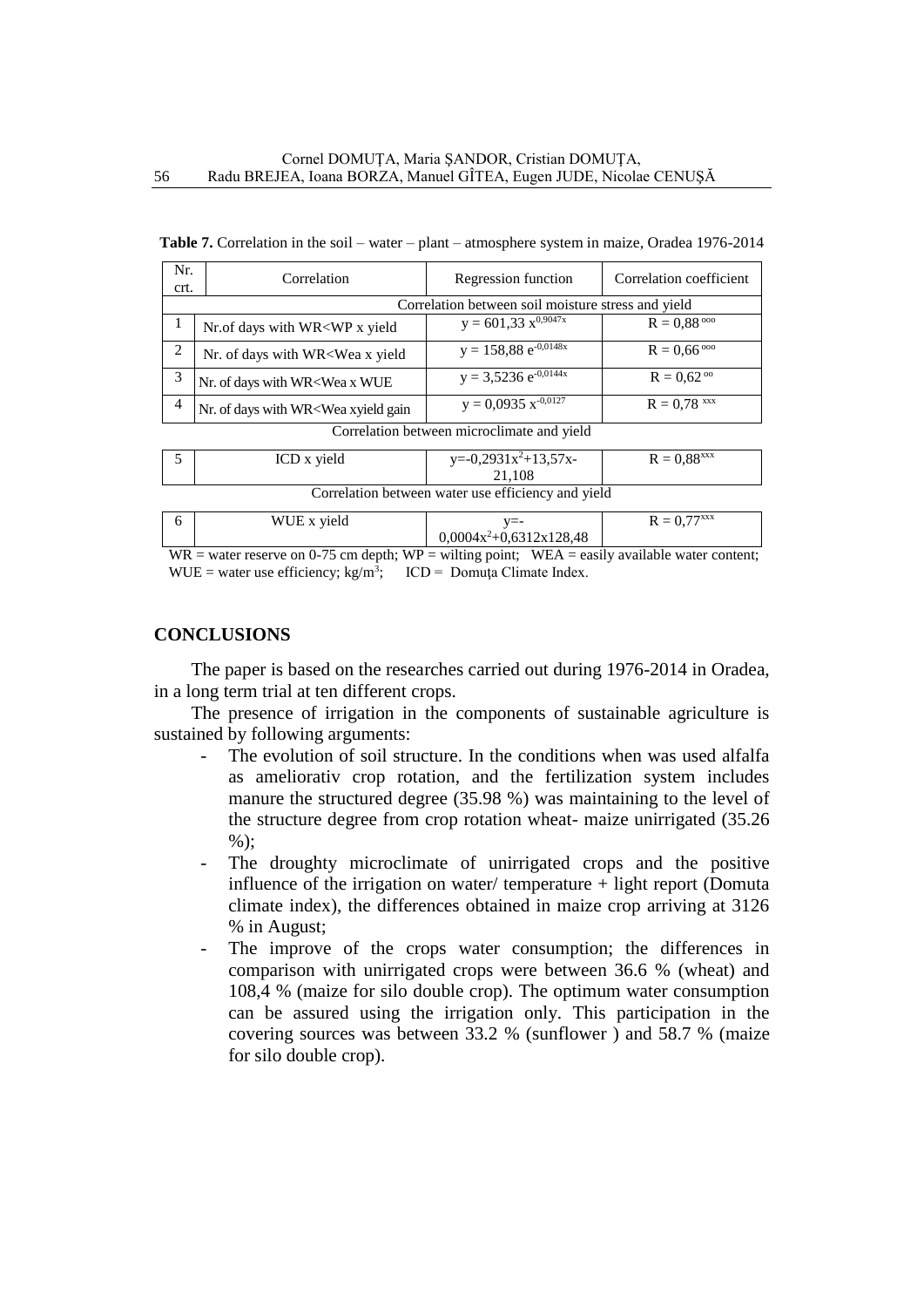**Table 7.** Correlation in the soil – water – plant – atmosphere system in maize, Oradea 1976-2014

| Nr. crt. | Correlation | Regression function | Correlation coefficient |
|---|---|---|---|
| | Correlation between soil moisture stress and yield | | |
| 1 | Nr.of days with WR<WP x yield | $y = 601,33\ x^{0,9047x}$ | $R = 0,88^{ooo}$ |
| 2 | Nr. of days with WR<Wea x yield | $y = 158,88\ e^{-0,0148x}$ | $R = 0,66^{ooo}$ |
| 3 | Nr. of days with WR<Wea x WUE | $y = 3,5236\ e^{-0,0144x}$ | $R = 0,62^{oo}$ |
| 4 | Nr. of days with WR<Wea xyield gain | $y = 0,0935\ x^{-0,0127}$ | $R = 0,78^{xxx}$ |
| | Correlation between microclimate and yield | | |
| 5 | ICD x yield | $y=-0,2931x^2+13,57x-21,108$ | $R = 0,88^{xxx}$ |
| | Correlation between water use efficiency and yield | | |
| 6 | WUE x yield | $y=-0,0004x^2+0,6312x128,48$ | $R = 0,77^{xxx}$ |

WR = water reserve on 0-75 cm depth; WP = wilting point; WEA = easily available water content; WUE = water use efficiency; kg/m$^3$; ICD = Domuța Climate Index.

## CONCLUSIONS

The paper is based on the researches carried out during 1976-2014 in Oradea, in a long term trial at ten different crops.

The presence of irrigation in the components of sustainable agriculture is sustained by following arguments:

- The evolution of soil structure. In the conditions when was used alfalfa as ameliorativ crop rotation, and the fertilization system includes manure the structured degree (35.98 %) was maintaining to the level of the structure degree from crop rotation wheat- maize unirrigated (35.26 %);
- The droughty microclimate of unirrigated crops and the positive influence of the irrigation on water/ temperature + light report (Domuta climate index), the differences obtained in maize crop arriving at 3126 % in August;
- The improve of the crops water consumption; the differences in comparison with unirrigated crops were between 36.6 % (wheat) and 108,4 % (maize for silo double crop). The optimum water consumption can be assured using the irrigation only. This participation in the covering sources was between 33.2 % (sunflower ) and 58.7 % (maize for silo double crop).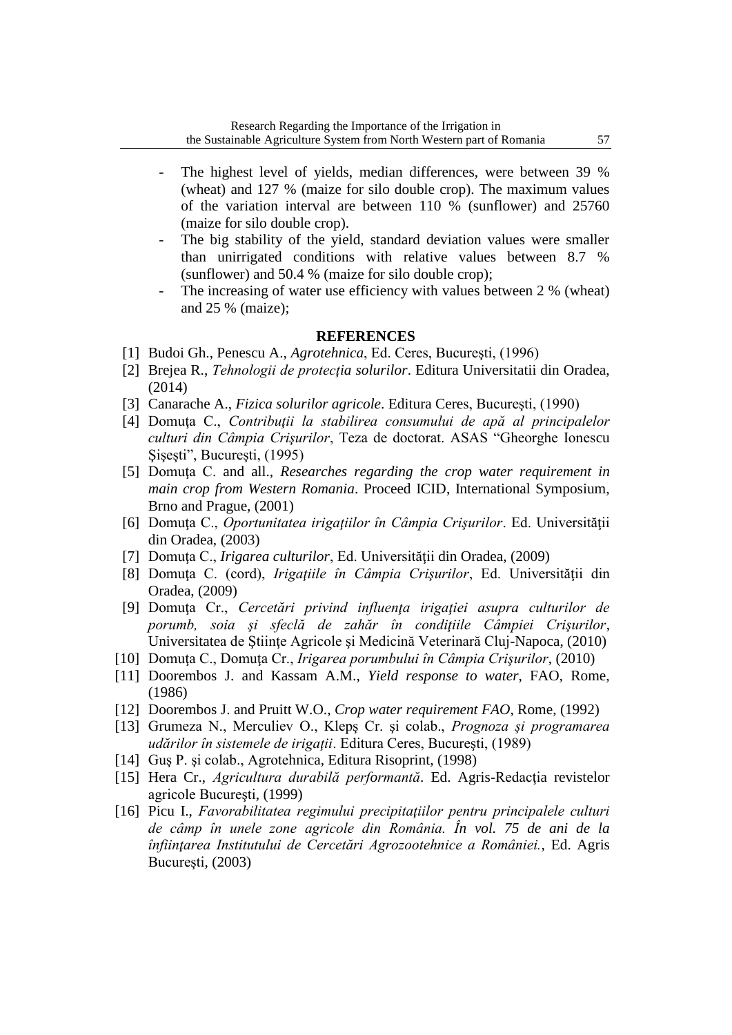- The highest level of yields, median differences, were between 39 % (wheat) and 127 % (maize for silo double crop). The maximum values of the variation interval are between 110 % (sunflower) and 25760 (maize for silo double crop).
- The big stability of the yield, standard deviation values were smaller than unirrigated conditions with relative values between 8.7 % (sunflower) and 50.4 % (maize for silo double crop);
- The increasing of water use efficiency with values between 2 % (wheat) and 25 % (maize);

## REFERENCES

[1] Budoi Gh., Penescu A., *Agrotehnica*, Ed. Ceres, Bucureşti, (1996)

[2] Brejea R., *Tehnologii de protecţia solurilor*. Editura Universitatii din Oradea, (2014)

[3] Canarache A., *Fizica solurilor agricole*. Editura Ceres, Bucureşti, (1990)

[4] Domuţa C., *Contribuţii la stabilirea consumului de apă al principalelor culturi din Câmpia Crişurilor*, Teza de doctorat. ASAS "Gheorghe Ionescu Şişeşti", Bucureşti, (1995)

[5] Domuţa C. and all., *Researches regarding the crop water requirement in main crop from Western Romania*. Proceed ICID, International Symposium, Brno and Prague, (2001)

[6] Domuţa C., *Oportunitatea irigaţiilor în Câmpia Crişurilor*. Ed. Universităţii din Oradea, (2003)

[7] Domuţa C., *Irigarea culturilor*, Ed. Universităţii din Oradea, (2009)

[8] Domuţa C. (cord), *Irigaţiile în Câmpia Crişurilor*, Ed. Universităţii din Oradea, (2009)

[9] Domuţa Cr., *Cercetări privind influenţa irigaţiei asupra culturilor de porumb, soia şi sfeclă de zahăr în condiţiile Câmpiei Crişurilor*, Universitatea de Ştiinţe Agricole şi Medicină Veterinară Cluj-Napoca, (2010)

[10] Domuţa C., Domuţa Cr., *Irigarea porumbului în Câmpia Crişurilor*, (2010)

[11] Doorembos J. and Kassam A.M., *Yield response to water*, FAO, Rome, (1986)

[12] Doorembos J. and Pruitt W.O., *Crop water requirement FAO*, Rome, (1992)

[13] Grumeza N., Merculiev O., Klepş Cr. şi colab., *Prognoza şi programarea udărilor în sistemele de irigaţii*. Editura Ceres, Bucureşti, (1989)

[14] Guş P. şi colab., Agrotehnica, Editura Risoprint, (1998)

[15] Hera Cr., *Agricultura durabilă performantă*. Ed. Agris-Redacţia revistelor agricole Bucureşti, (1999)

[16] Picu I., *Favorabilitatea regimului precipitaţiilor pentru principalele culturi de câmp în unele zone agricole din România. În vol. 75 de ani de la înfiinţarea Institutului de Cercetări Agrozootehnice a României.*, Ed. Agris Bucureşti, (2003)